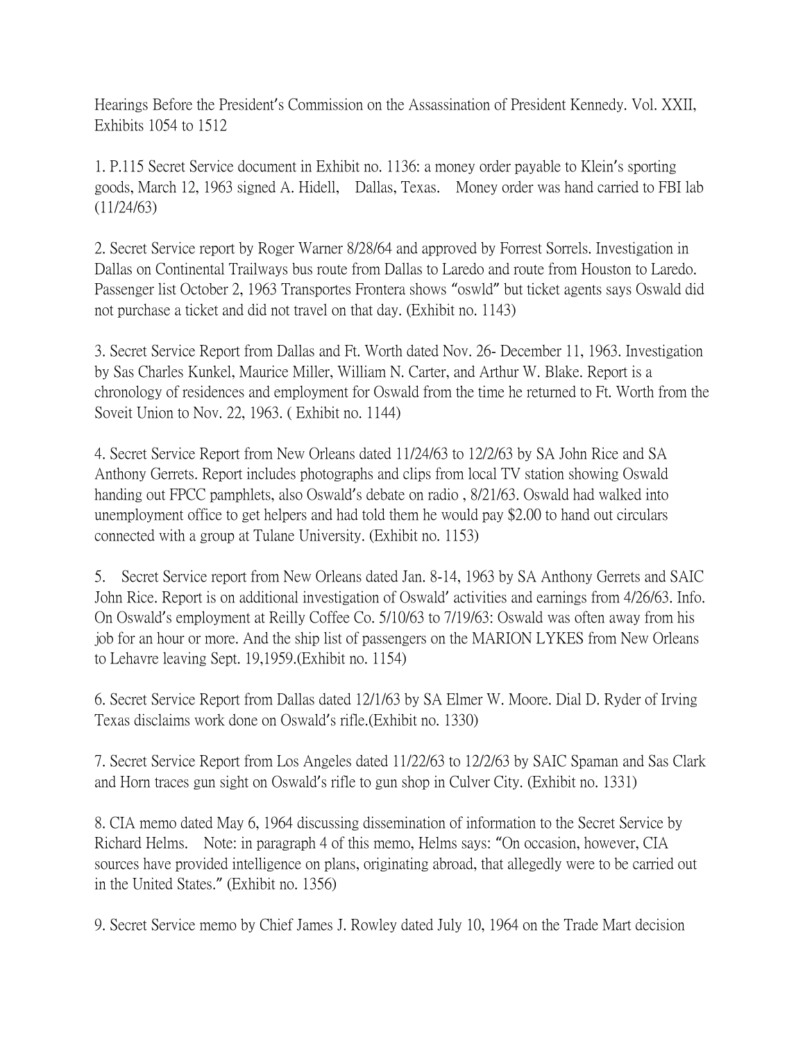Hearings Before the President's Commission on the Assassination of President Kennedy. Vol. XXII, Exhibits 1054 to 1512

1. P.115 Secret Service document in Exhibit no. 1136: a money order payable to Klein's sporting goods, March 12, 1963 signed A. Hidell,   Dallas, Texas.   Money order was hand carried to FBI lab (11/24/63)

2. Secret Service report by Roger Warner 8/28/64 and approved by Forrest Sorrels. Investigation in Dallas on Continental Trailways bus route from Dallas to Laredo and route from Houston to Laredo. Passenger list October 2, 1963 Transportes Frontera shows "oswld" but ticket agents says Oswald did not purchase a ticket and did not travel on that day. (Exhibit no. 1143)

3. Secret Service Report from Dallas and Ft. Worth dated Nov. 26- December 11, 1963. Investigation by Sas Charles Kunkel, Maurice Miller, William N. Carter, and Arthur W. Blake. Report is a chronology of residences and employment for Oswald from the time he returned to Ft. Worth from the Soveit Union to Nov. 22, 1963. ( Exhibit no. 1144)

4. Secret Service Report from New Orleans dated 11/24/63 to 12/2/63 by SA John Rice and SA Anthony Gerrets. Report includes photographs and clips from local TV station showing Oswald handing out FPCC pamphlets, also Oswald's debate on radio , 8/21/63. Oswald had walked into unemployment office to get helpers and had told them he would pay $2.00 to hand out circulars connected with a group at Tulane University. (Exhibit no. 1153)

5.   Secret Service report from New Orleans dated Jan. 8-14, 1963 by SA Anthony Gerrets and SAIC John Rice. Report is on additional investigation of Oswald' activities and earnings from 4/26/63. Info. On Oswald's employment at Reilly Coffee Co. 5/10/63 to 7/19/63: Oswald was often away from his job for an hour or more. And the ship list of passengers on the MARION LYKES from New Orleans to Lehavre leaving Sept. 19,1959.(Exhibit no. 1154)

6. Secret Service Report from Dallas dated 12/1/63 by SA Elmer W. Moore. Dial D. Ryder of Irving Texas disclaims work done on Oswald's rifle.(Exhibit no. 1330)

7. Secret Service Report from Los Angeles dated 11/22/63 to 12/2/63 by SAIC Spaman and Sas Clark and Horn traces gun sight on Oswald's rifle to gun shop in Culver City. (Exhibit no. 1331)

8. CIA memo dated May 6, 1964 discussing dissemination of information to the Secret Service by Richard Helms.   Note: in paragraph 4 of this memo, Helms says: "On occasion, however, CIA sources have provided intelligence on plans, originating abroad, that allegedly were to be carried out in the United States." (Exhibit no. 1356)

9. Secret Service memo by Chief James J. Rowley dated July 10, 1964 on the Trade Mart decision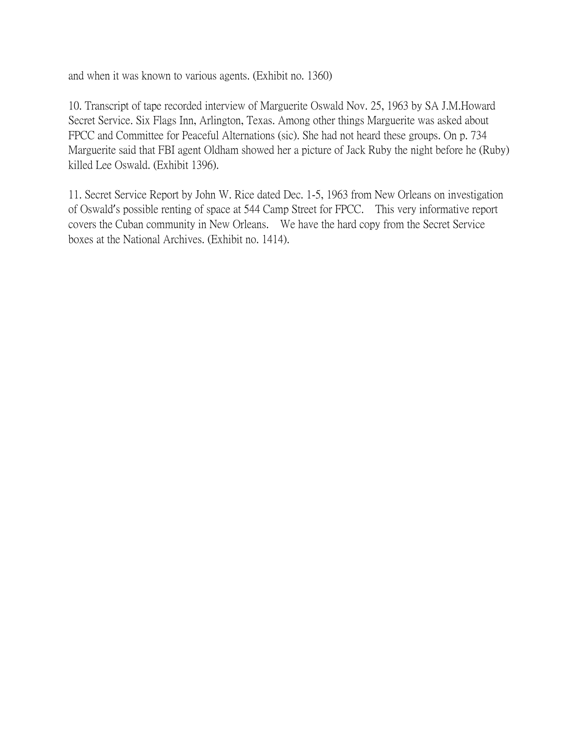and when it was known to various agents. (Exhibit no. 1360)

10. Transcript of tape recorded interview of Marguerite Oswald Nov. 25, 1963 by SA J.M.Howard Secret Service. Six Flags Inn, Arlington, Texas. Among other things Marguerite was asked about FPCC and Committee for Peaceful Alternations (sic). She had not heard these groups. On p. 734 Marguerite said that FBI agent Oldham showed her a picture of Jack Ruby the night before he (Ruby) killed Lee Oswald. (Exhibit 1396).

11. Secret Service Report by John W. Rice dated Dec. 1-5, 1963 from New Orleans on investigation of Oswald's possible renting of space at 544 Camp Street for FPCC. This very informative report covers the Cuban community in New Orleans. We have the hard copy from the Secret Service boxes at the National Archives. (Exhibit no. 1414).